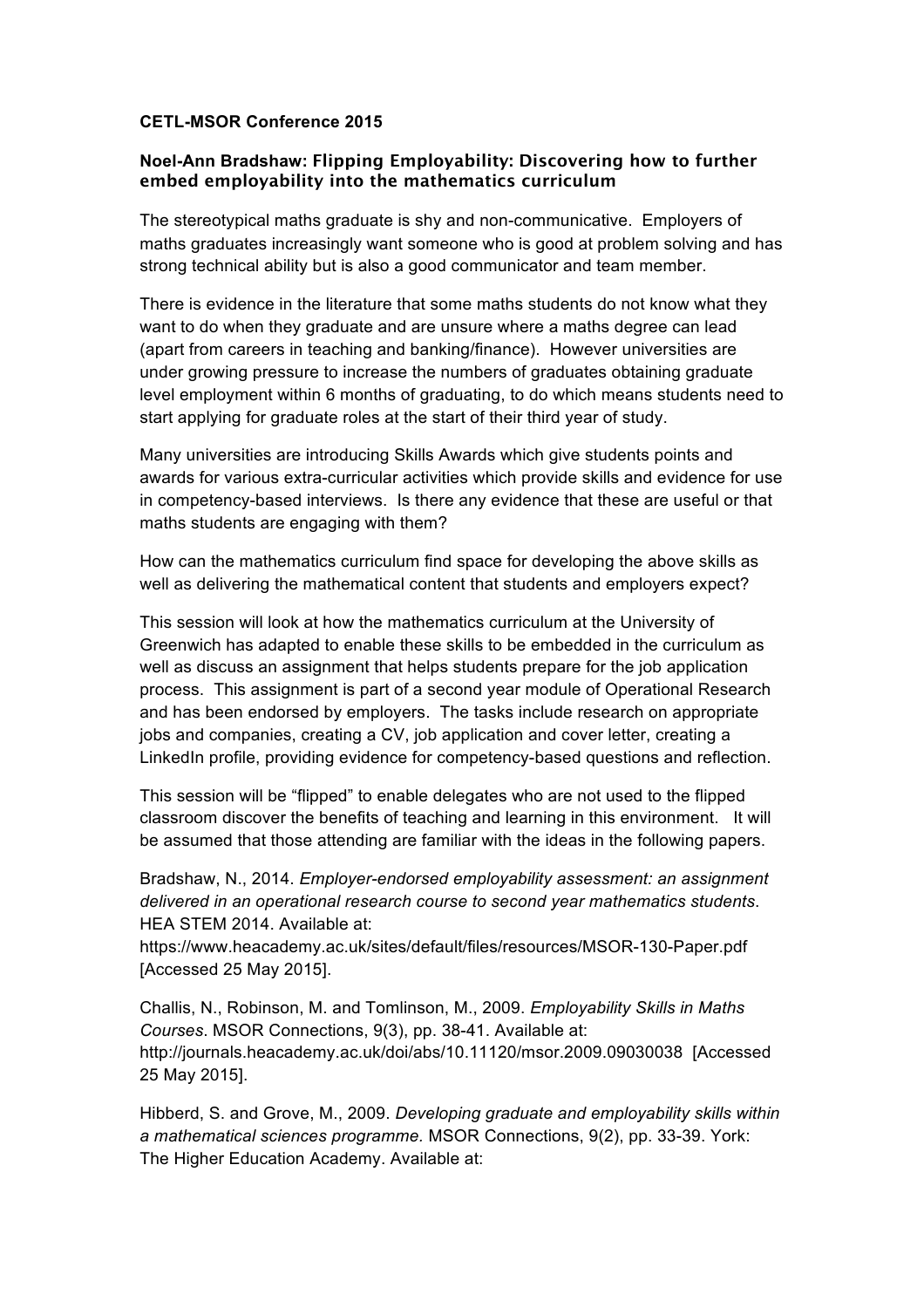**CETL-MSOR Conference 2015**

**Noel-Ann Bradshaw: Flipping Employability: Discovering how to further embed employability into the mathematics curriculum**

The stereotypical maths graduate is shy and non-communicative. Employers of maths graduates increasingly want someone who is good at problem solving and has strong technical ability but is also a good communicator and team member.

There is evidence in the literature that some maths students do not know what they want to do when they graduate and are unsure where a maths degree can lead (apart from careers in teaching and banking/finance). However universities are under growing pressure to increase the numbers of graduates obtaining graduate level employment within 6 months of graduating, to do which means students need to start applying for graduate roles at the start of their third year of study.

Many universities are introducing Skills Awards which give students points and awards for various extra-curricular activities which provide skills and evidence for use in competency-based interviews. Is there any evidence that these are useful or that maths students are engaging with them?

How can the mathematics curriculum find space for developing the above skills as well as delivering the mathematical content that students and employers expect?

This session will look at how the mathematics curriculum at the University of Greenwich has adapted to enable these skills to be embedded in the curriculum as well as discuss an assignment that helps students prepare for the job application process. This assignment is part of a second year module of Operational Research and has been endorsed by employers. The tasks include research on appropriate jobs and companies, creating a CV, job application and cover letter, creating a LinkedIn profile, providing evidence for competency-based questions and reflection.

This session will be "flipped" to enable delegates who are not used to the flipped classroom discover the benefits of teaching and learning in this environment. It will be assumed that those attending are familiar with the ideas in the following papers.

Bradshaw, N., 2014. *Employer-endorsed employability assessment: an assignment delivered in an operational research course to second year mathematics students*. HEA STEM 2014. Available at: https://www.heacademy.ac.uk/sites/default/files/resources/MSOR-130-Paper.pdf [Accessed 25 May 2015].

Challis, N., Robinson, M. and Tomlinson, M., 2009. *Employability Skills in Maths Courses*. MSOR Connections, 9(3), pp. 38-41. Available at: http://journals.heacademy.ac.uk/doi/abs/10.11120/msor.2009.09030038 [Accessed 25 May 2015].

Hibberd, S. and Grove, M., 2009. *Developing graduate and employability skills within a mathematical sciences programme*. MSOR Connections, 9(2), pp. 33-39. York: The Higher Education Academy. Available at: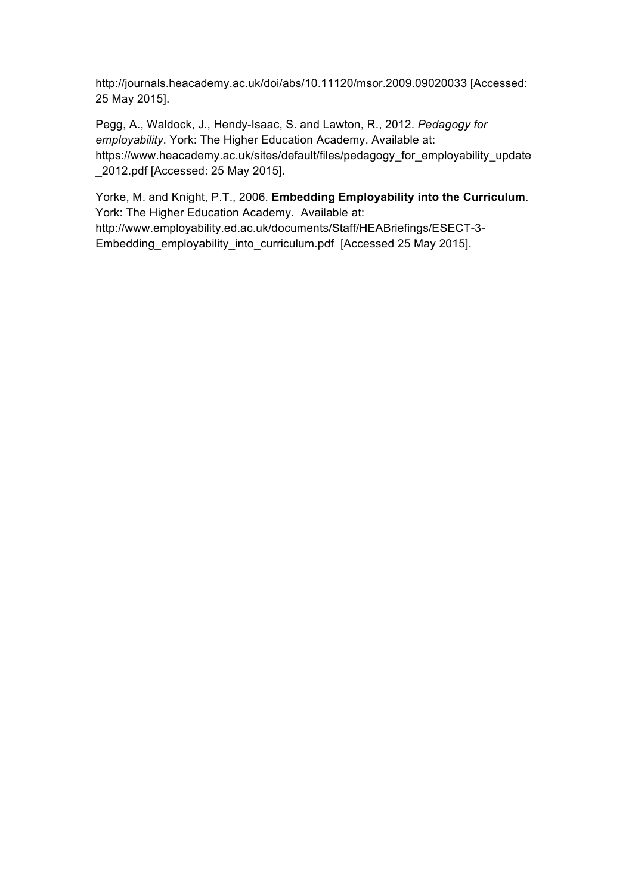http://journals.heacademy.ac.uk/doi/abs/10.11120/msor.2009.09020033 [Accessed: 25 May 2015].

Pegg, A., Waldock, J., Hendy-Isaac, S. and Lawton, R., 2012. *Pedagogy for employability*. York: The Higher Education Academy. Available at: https://www.heacademy.ac.uk/sites/default/files/pedagogy_for_employability_update_2012.pdf [Accessed: 25 May 2015].

Yorke, M. and Knight, P.T., 2006. **Embedding Employability into the Curriculum**. York: The Higher Education Academy. Available at: http://www.employability.ed.ac.uk/documents/Staff/HEABriefings/ESECT-3-Embedding_employability_into_curriculum.pdf [Accessed 25 May 2015].